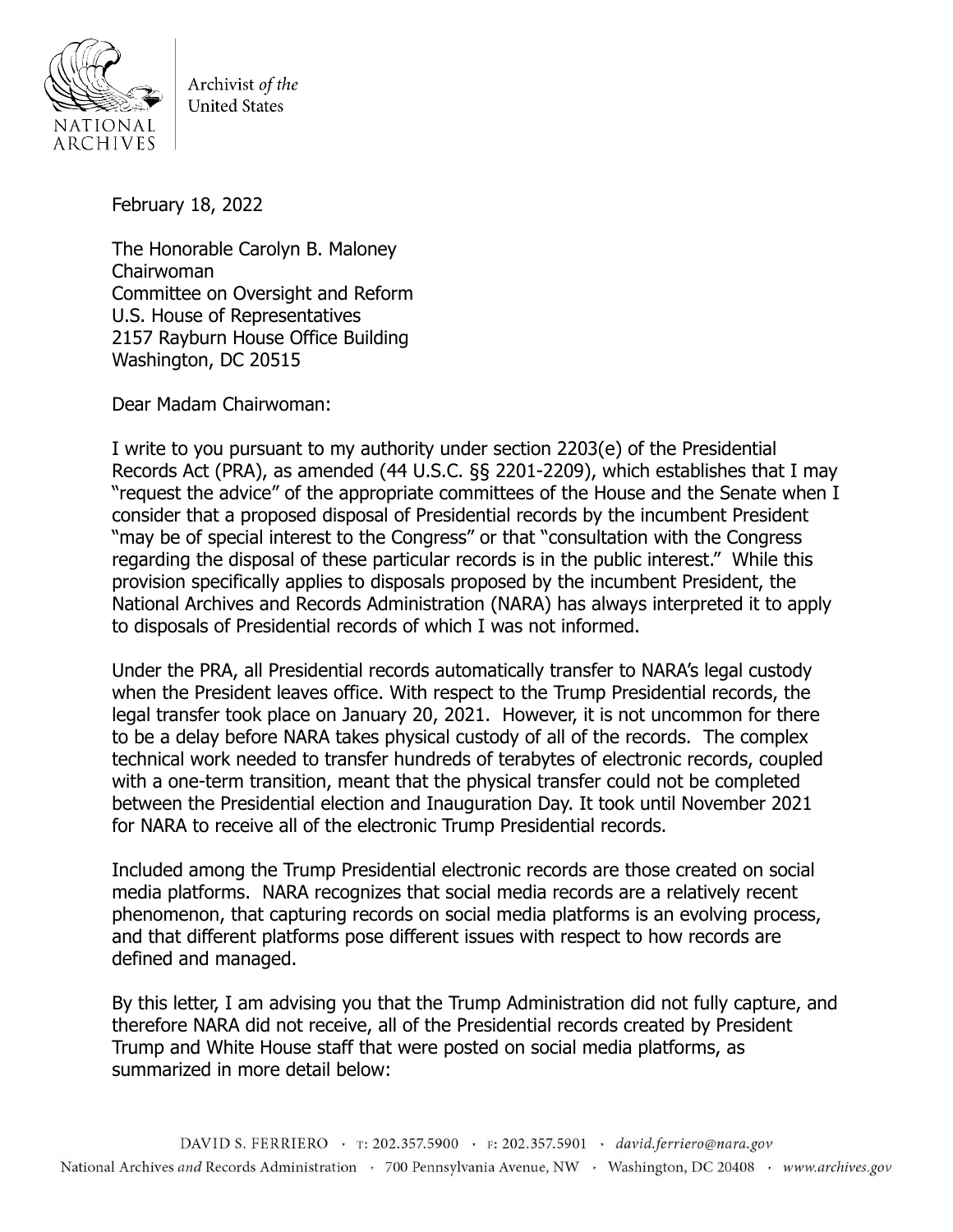Archivist *of the* United States

February 18, 2022

The Honorable Carolyn B. Maloney
Chairwoman
Committee on Oversight and Reform
U.S. House of Representatives
2157 Rayburn House Office Building
Washington, DC 20515

Dear Madam Chairwoman:

I write to you pursuant to my authority under section 2203(e) of the Presidential Records Act (PRA), as amended (44 U.S.C. §§ 2201-2209), which establishes that I may "request the advice" of the appropriate committees of the House and the Senate when I consider that a proposed disposal of Presidential records by the incumbent President "may be of special interest to the Congress" or that "consultation with the Congress regarding the disposal of these particular records is in the public interest." While this provision specifically applies to disposals proposed by the incumbent President, the National Archives and Records Administration (NARA) has always interpreted it to apply to disposals of Presidential records of which I was not informed.

Under the PRA, all Presidential records automatically transfer to NARA's legal custody when the President leaves office. With respect to the Trump Presidential records, the legal transfer took place on January 20, 2021. However, it is not uncommon for there to be a delay before NARA takes physical custody of all of the records. The complex technical work needed to transfer hundreds of terabytes of electronic records, coupled with a one-term transition, meant that the physical transfer could not be completed between the Presidential election and Inauguration Day. It took until November 2021 for NARA to receive all of the electronic Trump Presidential records.

Included among the Trump Presidential electronic records are those created on social media platforms. NARA recognizes that social media records are a relatively recent phenomenon, that capturing records on social media platforms is an evolving process, and that different platforms pose different issues with respect to how records are defined and managed.

By this letter, I am advising you that the Trump Administration did not fully capture, and therefore NARA did not receive, all of the Presidential records created by President Trump and White House staff that were posted on social media platforms, as summarized in more detail below:

DAVID S. FERRIERO · T: 202.357.5900 · F: 202.357.5901 · *david.ferriero@nara.gov*
National Archives *and* Records Administration · 700 Pennsylvania Avenue, NW · Washington, DC 20408 · *www.archives.gov*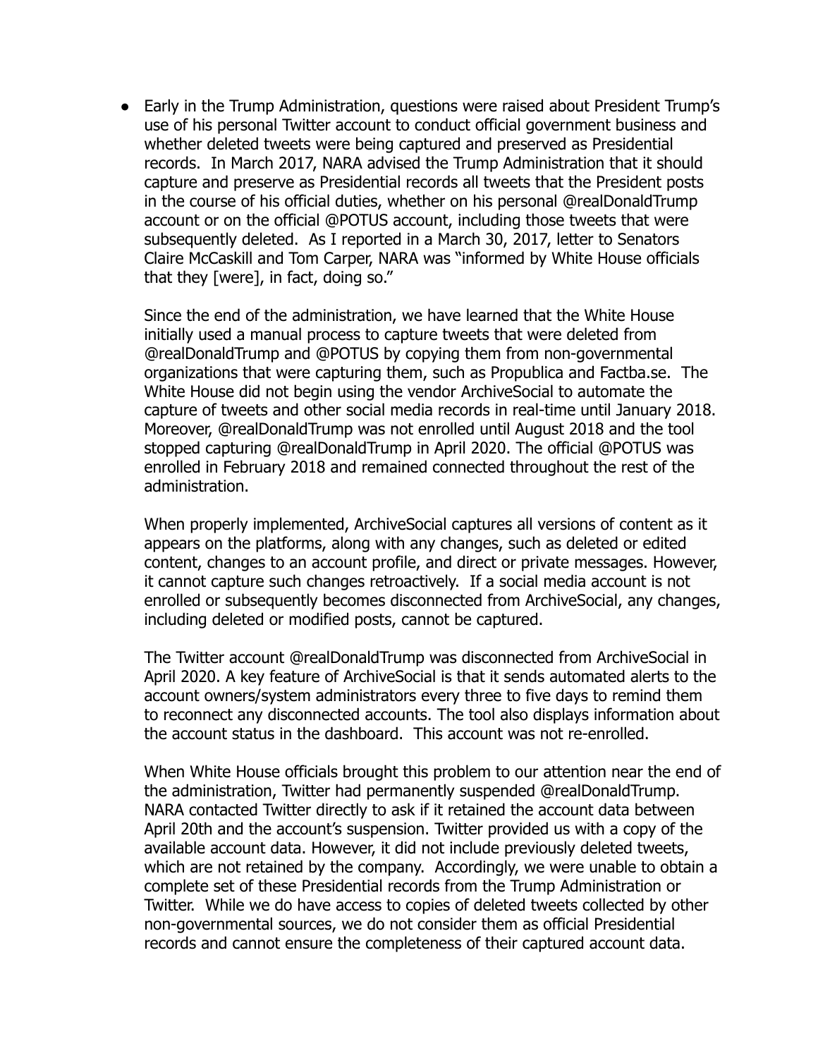- Early in the Trump Administration, questions were raised about President Trump's use of his personal Twitter account to conduct official government business and whether deleted tweets were being captured and preserved as Presidential records. In March 2017, NARA advised the Trump Administration that it should capture and preserve as Presidential records all tweets that the President posts in the course of his official duties, whether on his personal @realDonaldTrump account or on the official @POTUS account, including those tweets that were subsequently deleted. As I reported in a March 30, 2017, letter to Senators Claire McCaskill and Tom Carper, NARA was "informed by White House officials that they [were], in fact, doing so."

  Since the end of the administration, we have learned that the White House initially used a manual process to capture tweets that were deleted from @realDonaldTrump and @POTUS by copying them from non-governmental organizations that were capturing them, such as Propublica and Factba.se. The White House did not begin using the vendor ArchiveSocial to automate the capture of tweets and other social media records in real-time until January 2018. Moreover, @realDonaldTrump was not enrolled until August 2018 and the tool stopped capturing @realDonaldTrump in April 2020. The official @POTUS was enrolled in February 2018 and remained connected throughout the rest of the administration.

  When properly implemented, ArchiveSocial captures all versions of content as it appears on the platforms, along with any changes, such as deleted or edited content, changes to an account profile, and direct or private messages. However, it cannot capture such changes retroactively. If a social media account is not enrolled or subsequently becomes disconnected from ArchiveSocial, any changes, including deleted or modified posts, cannot be captured.

  The Twitter account @realDonaldTrump was disconnected from ArchiveSocial in April 2020. A key feature of ArchiveSocial is that it sends automated alerts to the account owners/system administrators every three to five days to remind them to reconnect any disconnected accounts. The tool also displays information about the account status in the dashboard. This account was not re-enrolled.

  When White House officials brought this problem to our attention near the end of the administration, Twitter had permanently suspended @realDonaldTrump. NARA contacted Twitter directly to ask if it retained the account data between April 20th and the account's suspension. Twitter provided us with a copy of the available account data. However, it did not include previously deleted tweets, which are not retained by the company. Accordingly, we were unable to obtain a complete set of these Presidential records from the Trump Administration or Twitter. While we do have access to copies of deleted tweets collected by other non-governmental sources, we do not consider them as official Presidential records and cannot ensure the completeness of their captured account data.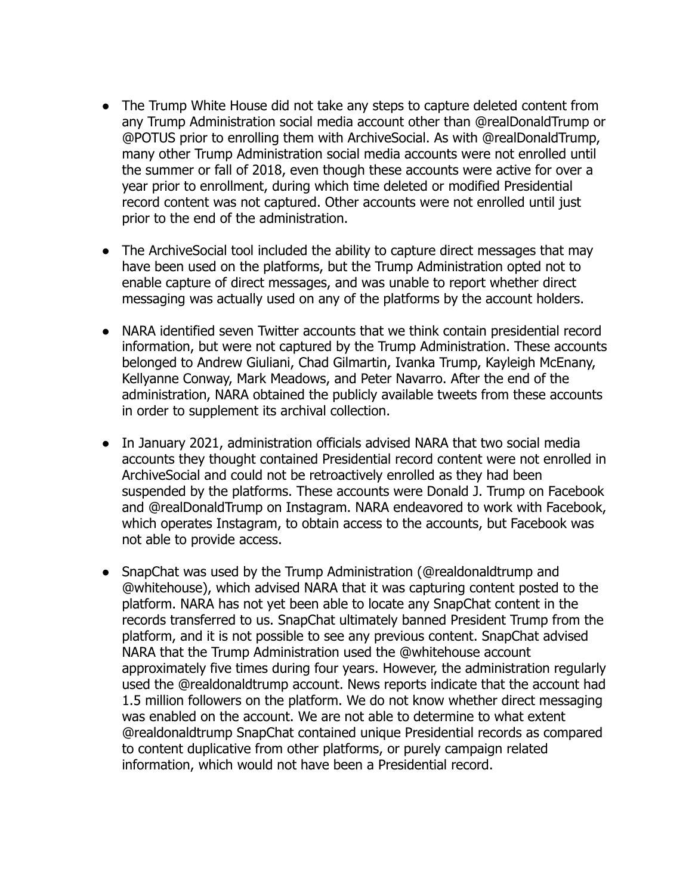- The Trump White House did not take any steps to capture deleted content from any Trump Administration social media account other than @realDonaldTrump or @POTUS prior to enrolling them with ArchiveSocial. As with @realDonaldTrump, many other Trump Administration social media accounts were not enrolled until the summer or fall of 2018, even though these accounts were active for over a year prior to enrollment, during which time deleted or modified Presidential record content was not captured. Other accounts were not enrolled until just prior to the end of the administration.

- The ArchiveSocial tool included the ability to capture direct messages that may have been used on the platforms, but the Trump Administration opted not to enable capture of direct messages, and was unable to report whether direct messaging was actually used on any of the platforms by the account holders.

- NARA identified seven Twitter accounts that we think contain presidential record information, but were not captured by the Trump Administration. These accounts belonged to Andrew Giuliani, Chad Gilmartin, Ivanka Trump, Kayleigh McEnany, Kellyanne Conway, Mark Meadows, and Peter Navarro. After the end of the administration, NARA obtained the publicly available tweets from these accounts in order to supplement its archival collection.

- In January 2021, administration officials advised NARA that two social media accounts they thought contained Presidential record content were not enrolled in ArchiveSocial and could not be retroactively enrolled as they had been suspended by the platforms. These accounts were Donald J. Trump on Facebook and @realDonaldTrump on Instagram. NARA endeavored to work with Facebook, which operates Instagram, to obtain access to the accounts, but Facebook was not able to provide access.

- SnapChat was used by the Trump Administration (@realdonaldtrump and @whitehouse), which advised NARA that it was capturing content posted to the platform. NARA has not yet been able to locate any SnapChat content in the records transferred to us. SnapChat ultimately banned President Trump from the platform, and it is not possible to see any previous content. SnapChat advised NARA that the Trump Administration used the @whitehouse account approximately five times during four years. However, the administration regularly used the @realdonaldtrump account. News reports indicate that the account had 1.5 million followers on the platform. We do not know whether direct messaging was enabled on the account. We are not able to determine to what extent @realdonaldtrump SnapChat contained unique Presidential records as compared to content duplicative from other platforms, or purely campaign related information, which would not have been a Presidential record.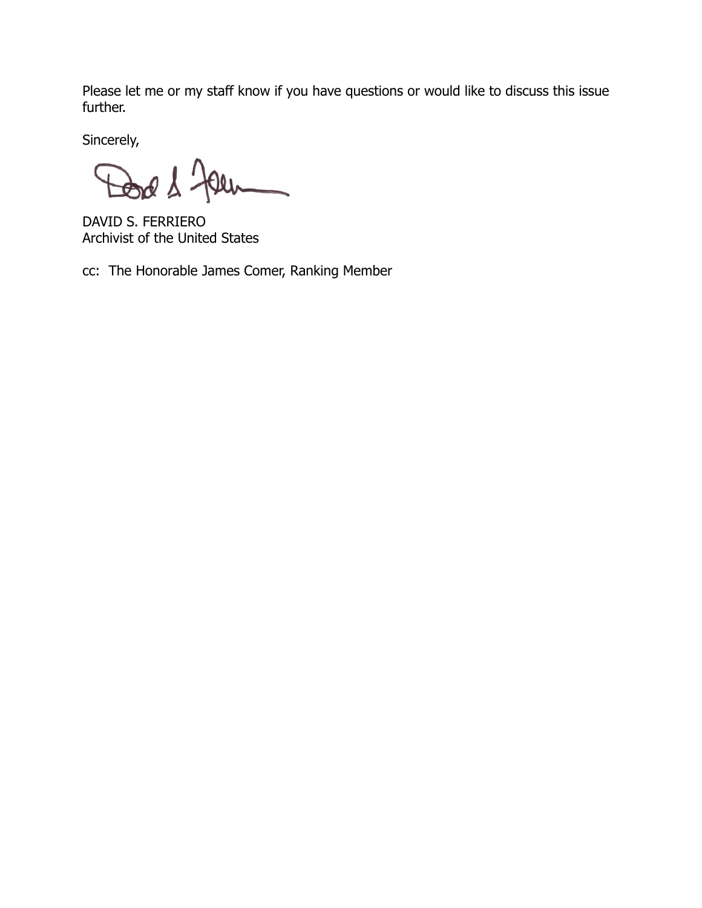Please let me or my staff know if you have questions or would like to discuss this issue further.

Sincerely,

DAVID S. FERRIERO
Archivist of the United States

cc: The Honorable James Comer, Ranking Member